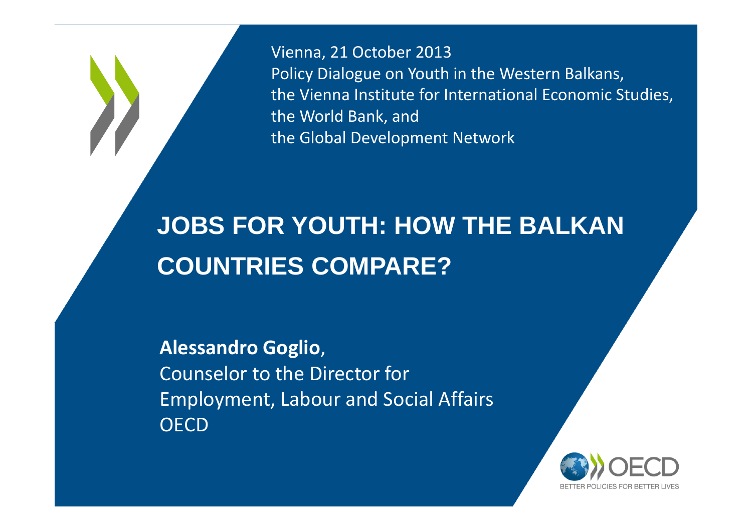Vienna, 21 October 2013
Policy Dialogue on Youth in the Western Balkans,
the Vienna Institute for International Economic Studies,
the World Bank, and
the Global Development Network

# JOBS FOR YOUTH: HOW THE BALKAN COUNTRIES COMPARE?

**Alessandro Goglio**,
Counselor to the Director for
Employment, Labour and Social Affairs
OECD

OECD
BETTER POLICIES FOR BETTER LIVES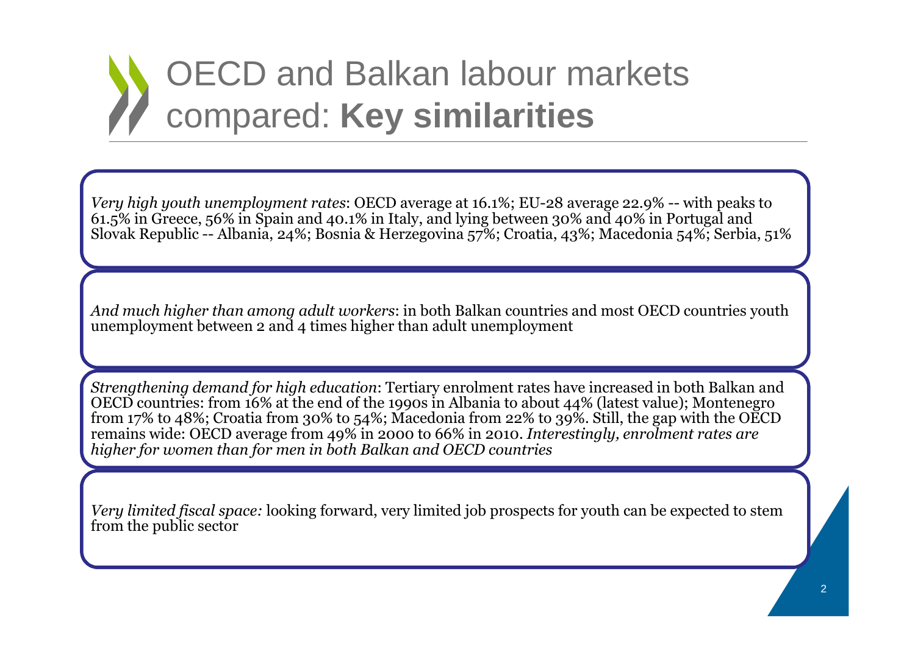# OECD and Balkan labour markets compared: **Key similarities**

*Very high youth unemployment rates*: OECD average at 16.1%; EU-28 average 22.9% -- with peaks to 61.5% in Greece, 56% in Spain and 40.1% in Italy, and lying between 30% and 40% in Portugal and Slovak Republic -- Albania, 24%; Bosnia & Herzegovina 57%; Croatia, 43%; Macedonia 54%; Serbia, 51%

*And much higher than among adult workers*: in both Balkan countries and most OECD countries youth unemployment between 2 and 4 times higher than adult unemployment

*Strengthening demand for high education*: Tertiary enrolment rates have increased in both Balkan and OECD countries: from 16% at the end of the 1990s in Albania to about 44% (latest value); Montenegro from 17% to 48%; Croatia from 30% to 54%; Macedonia from 22% to 39%. Still, the gap with the OECD remains wide: OECD average from 49% in 2000 to 66% in 2010. *Interestingly, enrolment rates are higher for women than for men in both Balkan and OECD countries*

*Very limited fiscal space:* looking forward, very limited job prospects for youth can be expected to stem from the public sector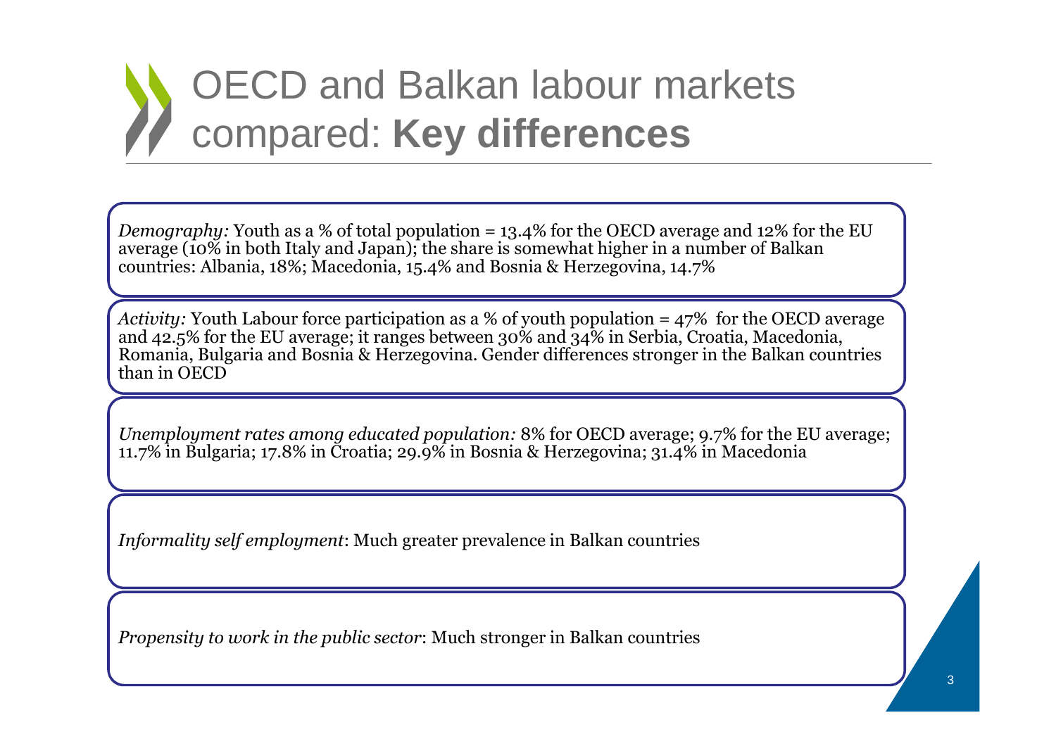# OECD and Balkan labour markets compared: **Key differences**

*Demography:* Youth as a % of total population = 13.4% for the OECD average and 12% for the EU average (10% in both Italy and Japan); the share is somewhat higher in a number of Balkan countries: Albania, 18%; Macedonia, 15.4% and Bosnia & Herzegovina, 14.7%

*Activity:* Youth Labour force participation as a % of youth population = 47% for the OECD average and 42.5% for the EU average; it ranges between 30% and 34% in Serbia, Croatia, Macedonia, Romania, Bulgaria and Bosnia & Herzegovina. Gender differences stronger in the Balkan countries than in OECD

*Unemployment rates among educated population:* 8% for OECD average; 9.7% for the EU average; 11.7% in Bulgaria; 17.8% in Croatia; 29.9% in Bosnia & Herzegovina; 31.4% in Macedonia

*Informality self employment*: Much greater prevalence in Balkan countries

*Propensity to work in the public sector*: Much stronger in Balkan countries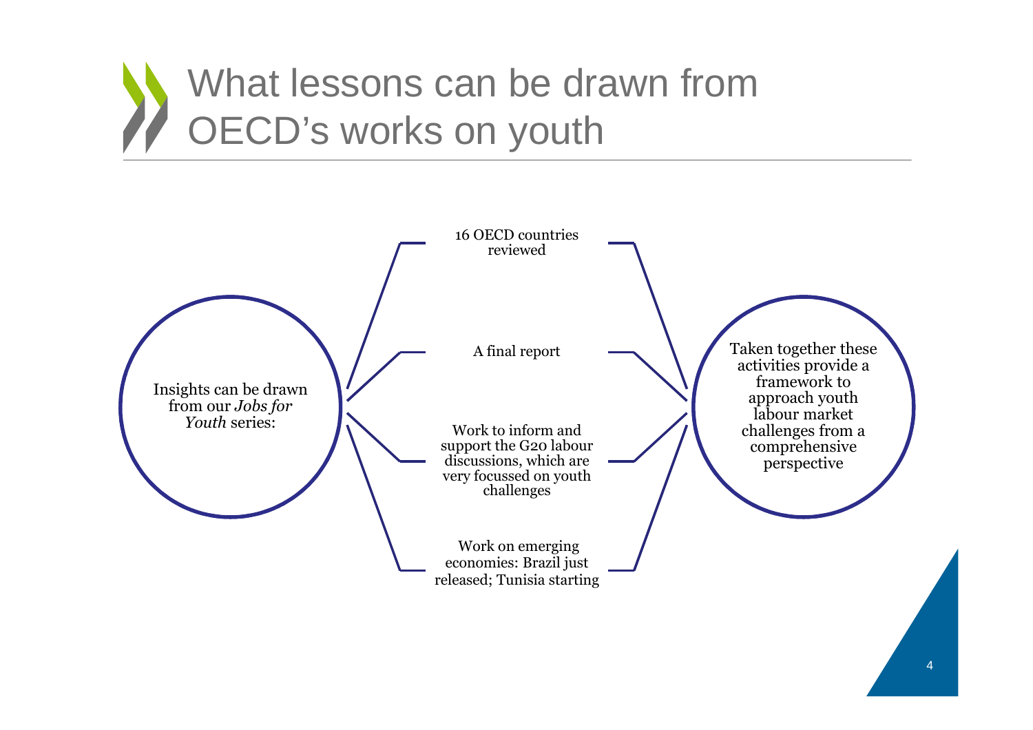# What lessons can be drawn from OECD's works on youth

Insights can be drawn from our *Jobs for Youth* series:

- 16 OECD countries reviewed
- A final report
- Work to inform and support the G20 labour discussions, which are very focussed on youth challenges
- Work on emerging economies: Brazil just released; Tunisia starting

Taken together these activities provide a framework to approach youth labour market challenges from a comprehensive perspective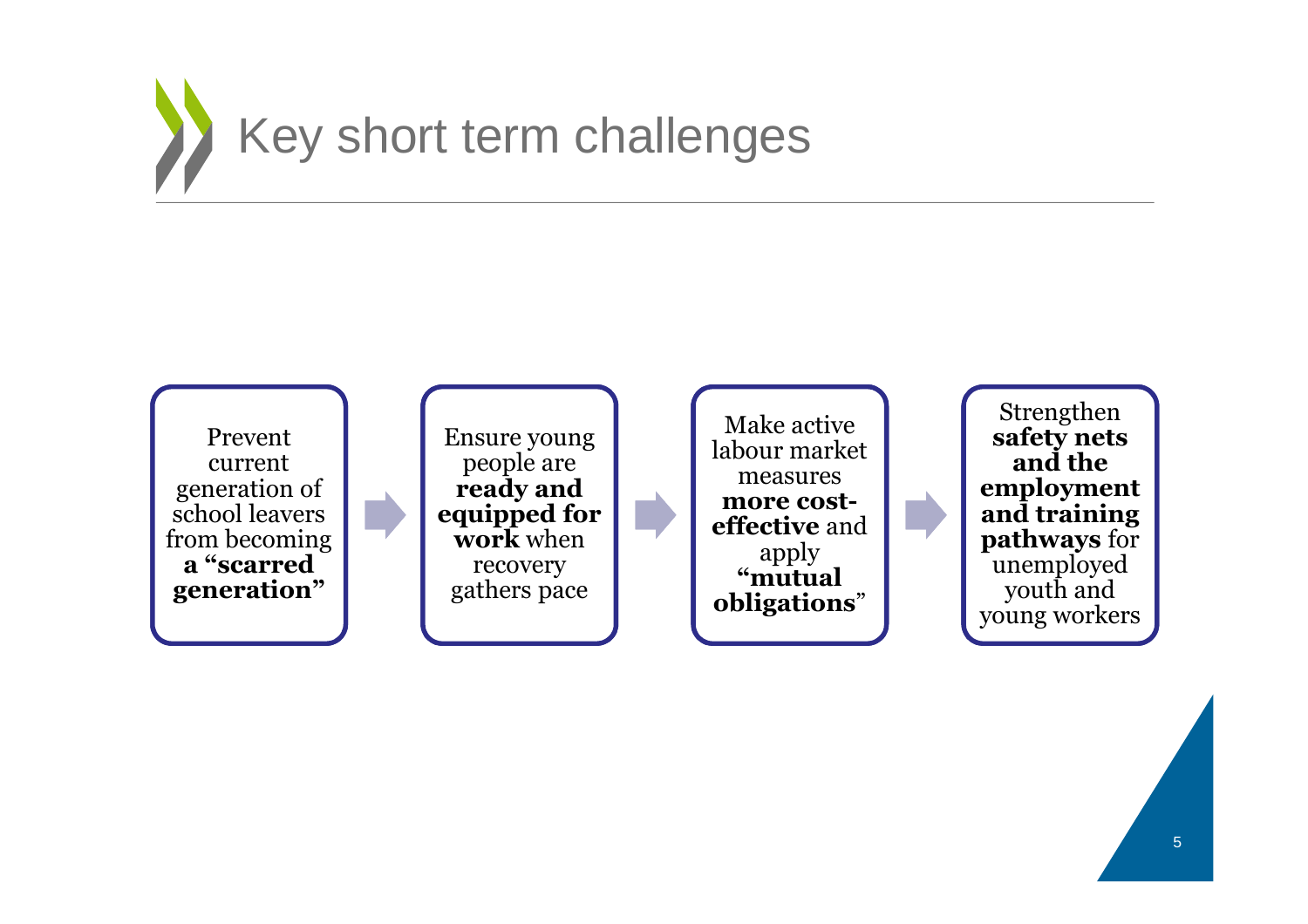# Key short term challenges

1. Prevent current generation of school leavers from becoming **a "scarred generation"**
2. Ensure young people are **ready and equipped for work** when recovery gathers pace
3. Make active labour market measures **more cost-effective** and apply **"mutual obligations"**
4. Strengthen **safety nets and the employment and training pathways** for unemployed youth and young workers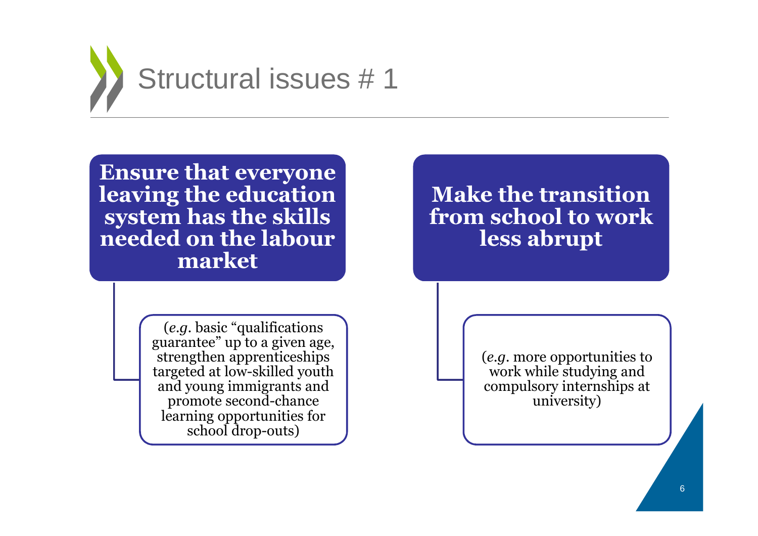# Structural issues # 1

**Ensure that everyone leaving the education system has the skills needed on the labour market**

- (*e.g.* basic "qualifications guarantee" up to a given age, strengthen apprenticeships targeted at low-skilled youth and young immigrants and promote second-chance learning opportunities for school drop-outs)

**Make the transition from school to work less abrupt**

- (*e.g.* more opportunities to work while studying and compulsory internships at university)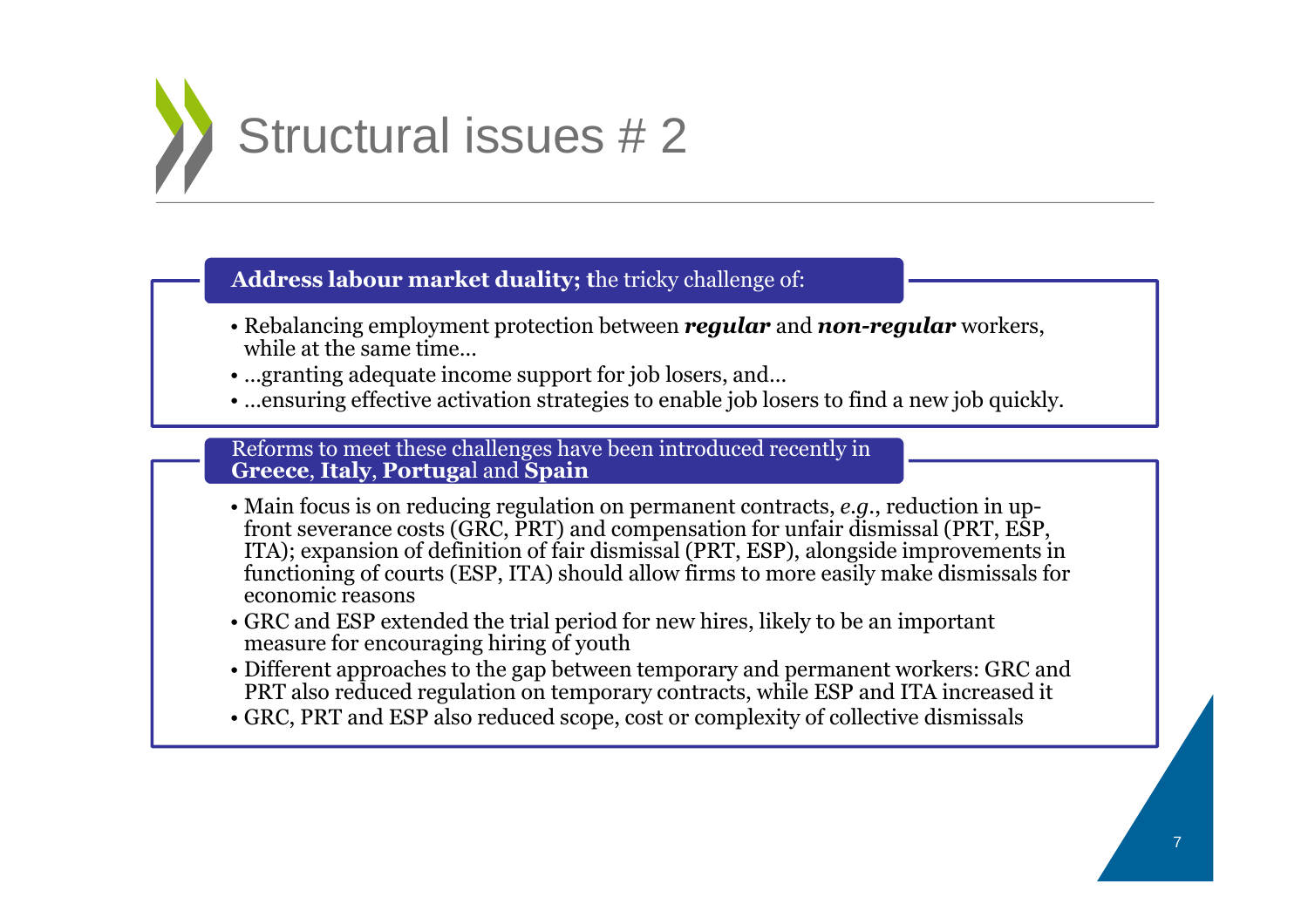# Structural issues # 2

**Address labour market duality; t**he tricky challenge of:

- Rebalancing employment protection between ***regular*** and ***non-regular*** workers, while at the same time…
- …granting adequate income support for job losers, and…
- …ensuring effective activation strategies to enable job losers to find a new job quickly.

Reforms to meet these challenges have been introduced recently in **Greece**, **Italy**, **Portuga**l and **Spain**

- Main focus is on reducing regulation on permanent contracts, *e.g.*, reduction in up-front severance costs (GRC, PRT) and compensation for unfair dismissal (PRT, ESP, ITA); expansion of definition of fair dismissal (PRT, ESP), alongside improvements in functioning of courts (ESP, ITA) should allow firms to more easily make dismissals for economic reasons
- GRC and ESP extended the trial period for new hires, likely to be an important measure for encouraging hiring of youth
- Different approaches to the gap between temporary and permanent workers: GRC and PRT also reduced regulation on temporary contracts, while ESP and ITA increased it
- GRC, PRT and ESP also reduced scope, cost or complexity of collective dismissals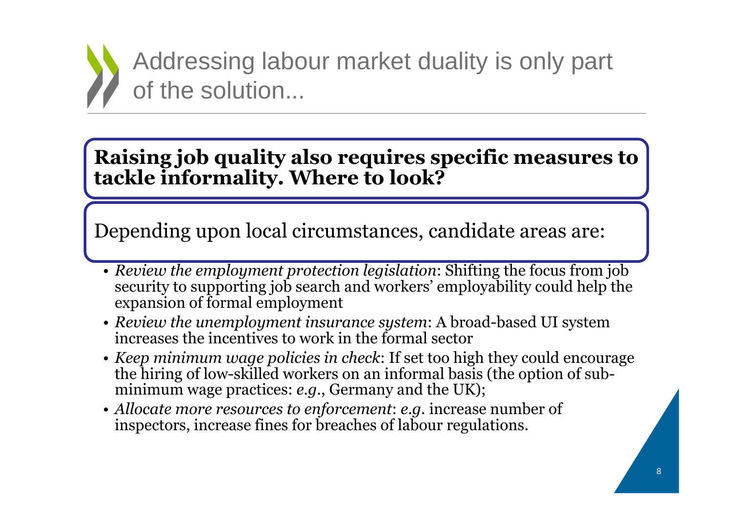# Addressing labour market duality is only part of the solution...

**Raising job quality also requires specific measures to tackle informality. Where to look?**

Depending upon local circumstances, candidate areas are:

- *Review the employment protection legislation*: Shifting the focus from job security to supporting job search and workers' employability could help the expansion of formal employment
- *Review the unemployment insurance system*: A broad-based UI system increases the incentives to work in the formal sector
- *Keep minimum wage policies in check*: If set too high they could encourage the hiring of low-skilled workers on an informal basis (the option of sub-minimum wage practices: *e.g.*, Germany and the UK);
- *Allocate more resources to enforcement*: *e.g*. increase number of inspectors, increase fines for breaches of labour regulations.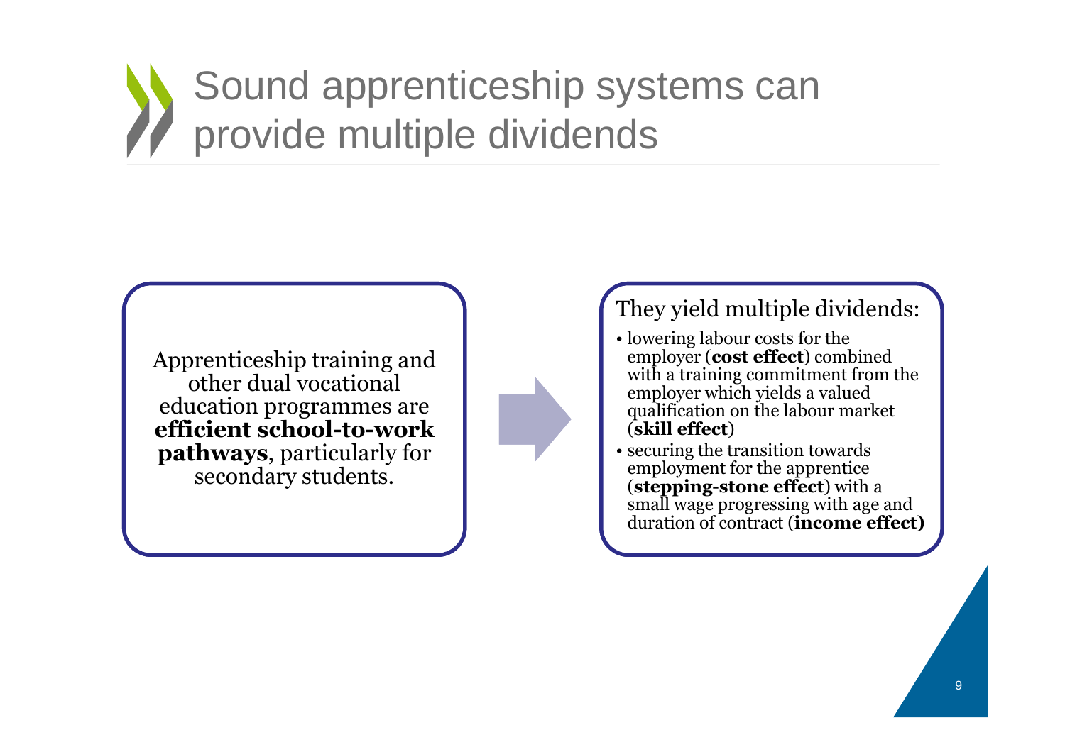# Sound apprenticeship systems can provide multiple dividends

Apprenticeship training and other dual vocational education programmes are **efficient school-to-work pathways**, particularly for secondary students.

They yield multiple dividends:

- lowering labour costs for the employer (**cost effect**) combined with a training commitment from the employer which yields a valued qualification on the labour market (**skill effect**)
- securing the transition towards employment for the apprentice (**stepping-stone effect**) with a small wage progressing with age and duration of contract (**income effect)**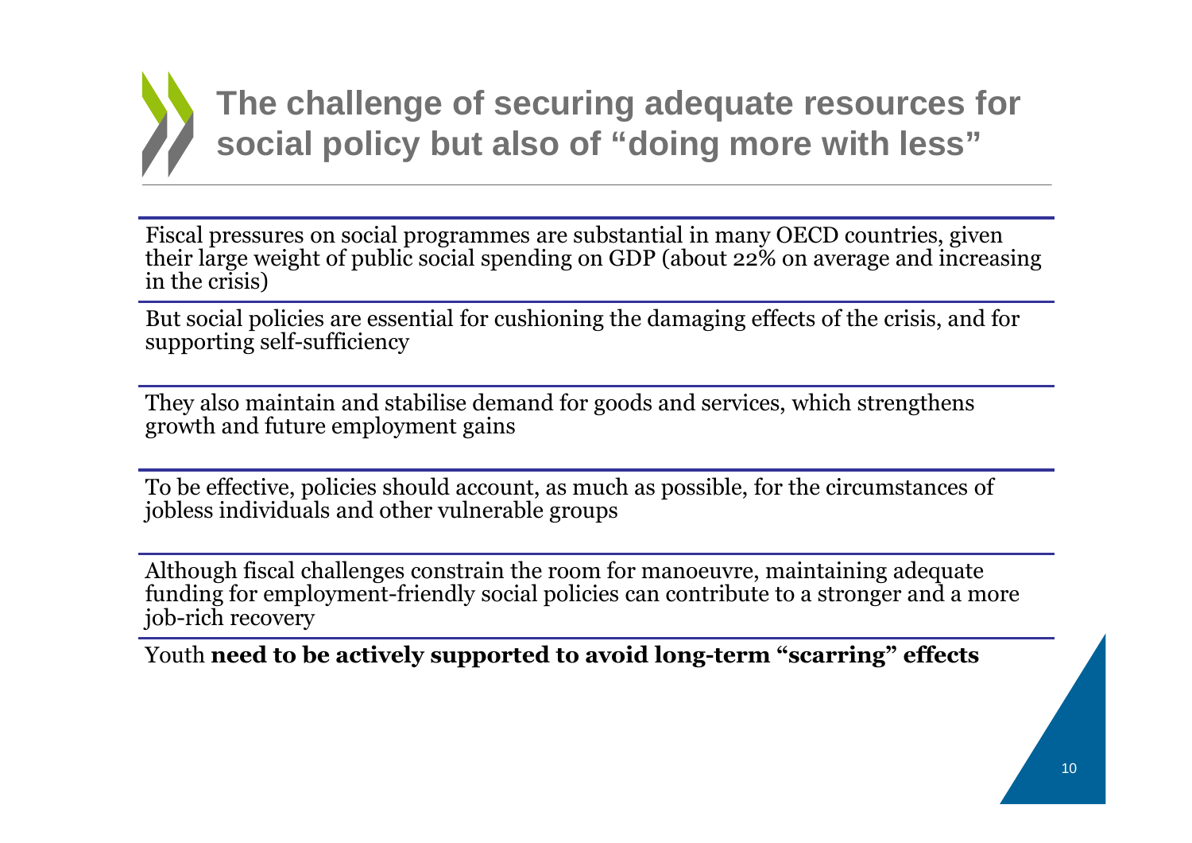# The challenge of securing adequate resources for social policy but also of "doing more with less"

Fiscal pressures on social programmes are substantial in many OECD countries, given their large weight of public social spending on GDP (about 22% on average and increasing in the crisis)

But social policies are essential for cushioning the damaging effects of the crisis, and for supporting self-sufficiency

They also maintain and stabilise demand for goods and services, which strengthens growth and future employment gains

To be effective, policies should account, as much as possible, for the circumstances of jobless individuals and other vulnerable groups

Although fiscal challenges constrain the room for manoeuvre, maintaining adequate funding for employment-friendly social policies can contribute to a stronger and a more job-rich recovery

Youth **need to be actively supported to avoid long-term "scarring" effects**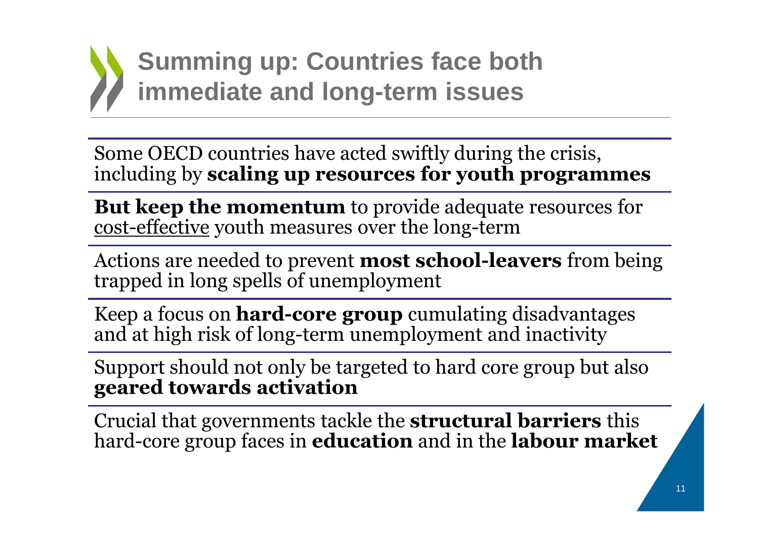# Summing up: Countries face both immediate and long-term issues

Some OECD countries have acted swiftly during the crisis, including by **scaling up resources for youth programmes**

**But keep the momentum** to provide adequate resources for <u>cost-effective</u> youth measures over the long-term

Actions are needed to prevent **most school-leavers** from being trapped in long spells of unemployment

Keep a focus on **hard-core group** cumulating disadvantages and at high risk of long-term unemployment and inactivity

Support should not only be targeted to hard core group but also **geared towards activation**

Crucial that governments tackle the **structural barriers** this hard-core group faces in **education** and in the **labour market**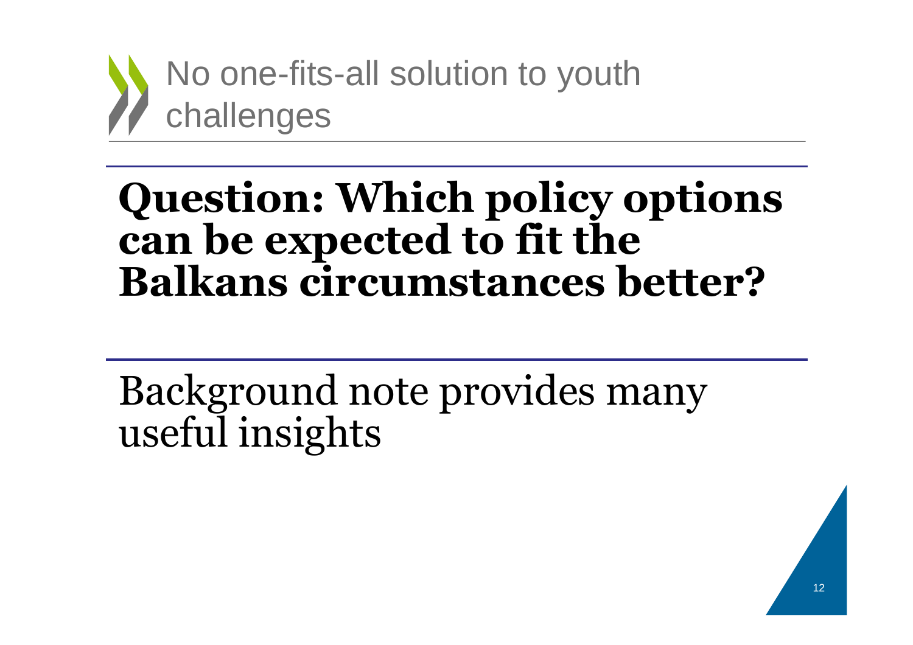# No one-fits-all solution to youth challenges

**Question: Which policy options can be expected to fit the Balkans circumstances better?**

Background note provides many useful insights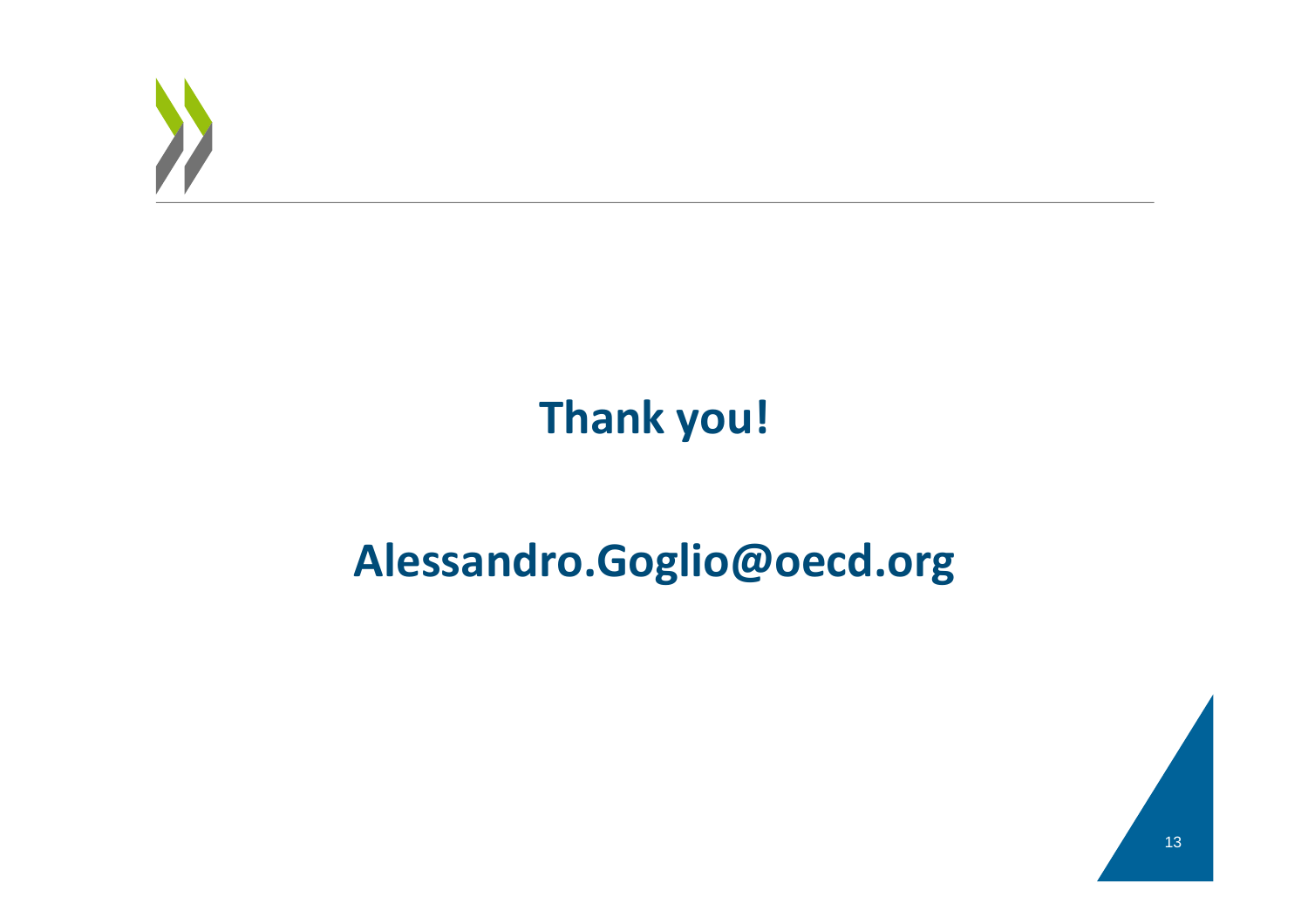**Thank you!**

**Alessandro.Goglio@oecd.org**